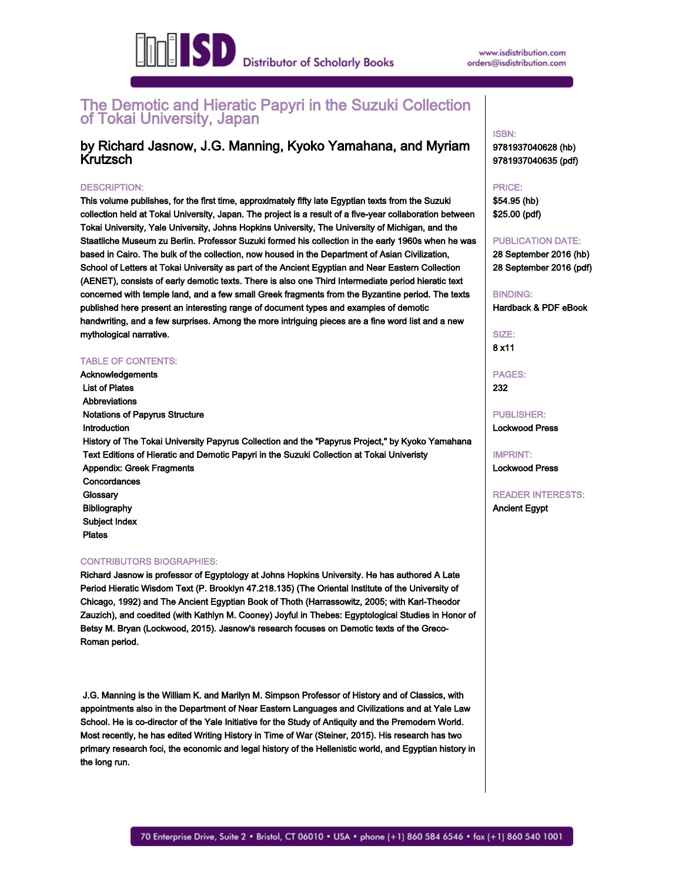# The Demotic and Hieratic Papyri in the Suzuki Collection of Tokai University, Japan

## by Richard Jasnow, J.G. Manning, Kyoko Yamahana, and Myriam Krutzsch

**ISBN:**
9781937040628 (hb)
9781937040635 (pdf)

**PRICE:**
$54.95 (hb)
$25.00 (pdf)

**PUBLICATION DATE:**
28 September 2016 (hb)
28 September 2016 (pdf)

**BINDING:**
Hardback & PDF eBook

**SIZE:**
8 x11

**PAGES:**
232

**PUBLISHER:**
Lockwood Press

**IMPRINT:**
Lockwood Press

**READER INTERESTS:**
Ancient Egypt

### DESCRIPTION:

This volume publishes, for the first time, approximately fifty late Egyptian texts from the Suzuki collection held at Tokai University, Japan. The project is a result of a five-year collaboration between Tokai University, Yale University, Johns Hopkins University, The University of Michigan, and the Staatliche Museum zu Berlin. Professor Suzuki formed his collection in the early 1960s when he was based in Cairo. The bulk of the collection, now housed in the Department of Asian Civilization, School of Letters at Tokai University as part of the Ancient Egyptian and Near Eastern Collection (AENET), consists of early demotic texts. There is also one Third Intermediate period hieratic text concerned with temple land, and a few small Greek fragments from the Byzantine period. The texts published here present an interesting range of document types and examples of demotic handwriting, and a few surprises. Among the more intriguing pieces are a fine word list and a new mythological narrative.

### TABLE OF CONTENTS:

Acknowledgements
List of Plates
Abbreviations
Notations of Papyrus Structure
Introduction
History of The Tokai University Papyrus Collection and the "Papyrus Project," by Kyoko Yamahana
Text Editions of Hieratic and Demotic Papyri in the Suzuki Collection at Tokai Univeristy
Appendix: Greek Fragments
Concordances
Glossary
Bibliography
Subject Index
Plates

### CONTRIBUTORS BIOGRAPHIES:

Richard Jasnow is professor of Egyptology at Johns Hopkins University. He has authored A Late Period Hieratic Wisdom Text (P. Brooklyn 47.218.135) (The Oriental Institute of the University of Chicago, 1992) and The Ancient Egyptian Book of Thoth (Harrassowitz, 2005; with Karl-Theodor Zauzich), and coedited (with Kathlyn M. Cooney) Joyful in Thebes: Egyptological Studies in Honor of Betsy M. Bryan (Lockwood, 2015). Jasnow's research focuses on Demotic texts of the Greco-Roman period.

J.G. Manning is the William K. and Marilyn M. Simpson Professor of History and of Classics, with appointments also in the Department of Near Eastern Languages and Civilizations and at Yale Law School. He is co-director of the Yale Initiative for the Study of Antiquity and the Premodern World. Most recently, he has edited Writing History in Time of War (Steiner, 2015). His research has two primary research foci, the economic and legal history of the Hellenistic world, and Egyptian history in the long run.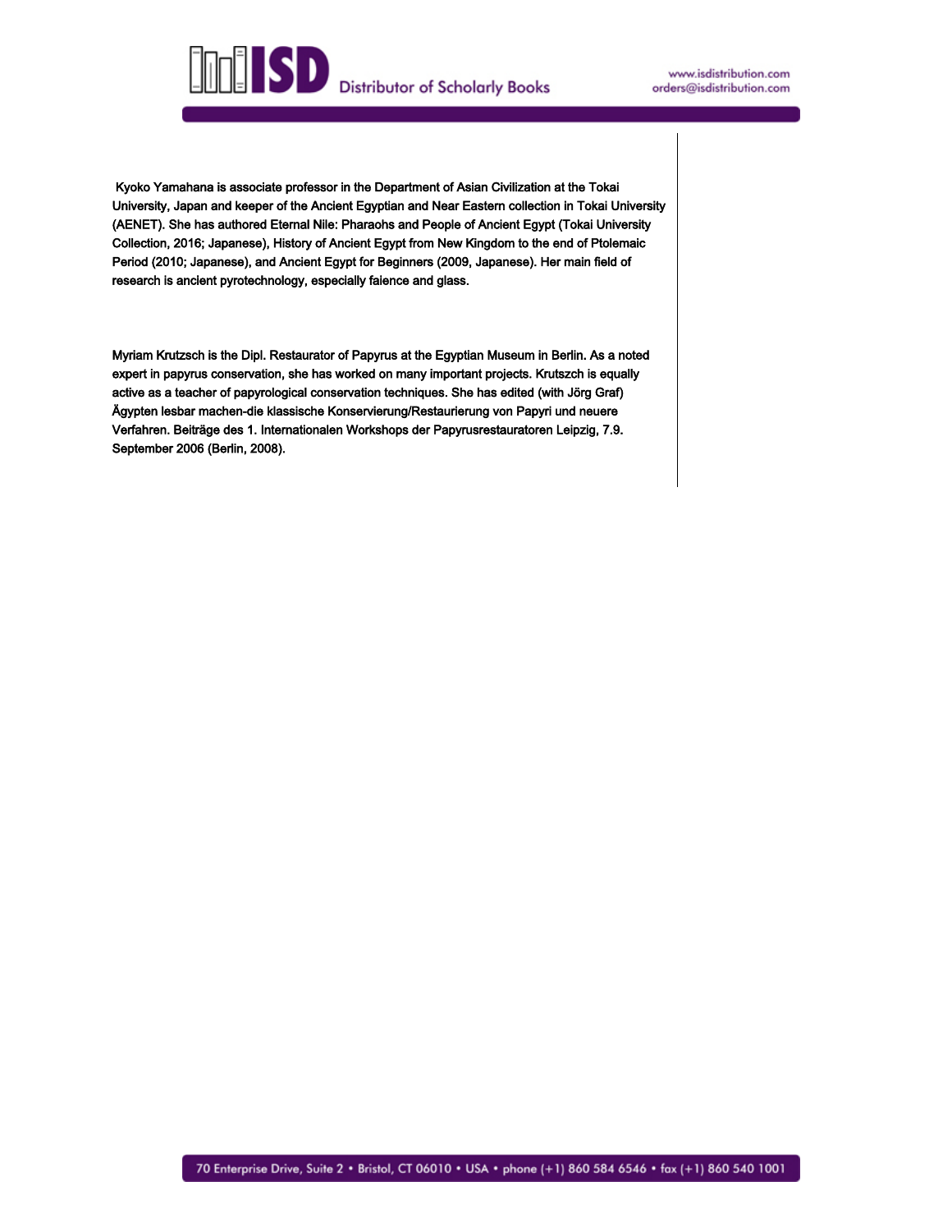Kyoko Yamahana is associate professor in the Department of Asian Civilization at the Tokai University, Japan and keeper of the Ancient Egyptian and Near Eastern collection in Tokai University (AENET). She has authored Eternal Nile: Pharaohs and People of Ancient Egypt (Tokai University Collection, 2016; Japanese), History of Ancient Egypt from New Kingdom to the end of Ptolemaic Period (2010; Japanese), and Ancient Egypt for Beginners (2009, Japanese). Her main field of research is ancient pyrotechnology, especially faience and glass.

Myriam Krutzsch is the Dipl. Restaurator of Papyrus at the Egyptian Museum in Berlin. As a noted expert in papyrus conservation, she has worked on many important projects. Krutszch is equally active as a teacher of papyrological conservation techniques. She has edited (with Jörg Graf) Ägypten lesbar machen-die klassische Konservierung/Restaurierung von Papyri und neuere Verfahren. Beiträge des 1. Internationalen Workshops der Papyrusrestauratoren Leipzig, 7.9. September 2006 (Berlin, 2008).